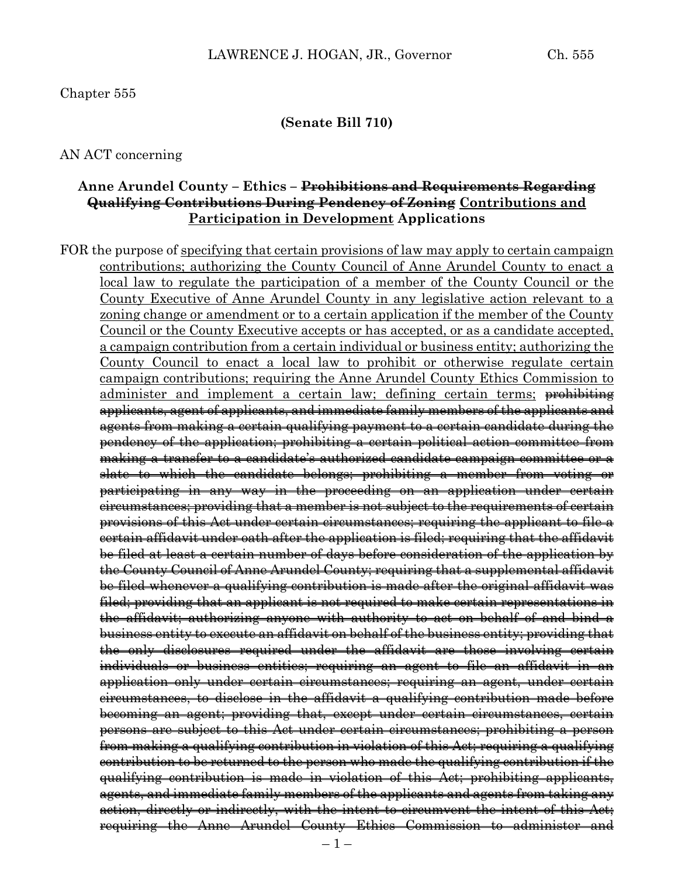Chapter 555

**(Senate Bill 710)**

AN ACT concerning

## Anne Arundel County – Ethics – ~~Prohibitions and Requirements Regarding Qualifying Contributions During Pendency of Zoning~~ <u>Contributions and Participation in Development</u> Applications

FOR the purpose of <u>specifying that certain provisions of law may apply to certain campaign contributions; authorizing the County Council of Anne Arundel County to enact a local law to regulate the participation of a member of the County Council or the County Executive of Anne Arundel County in any legislative action relevant to a zoning change or amendment or to a certain application if the member of the County Council or the County Executive accepts or has accepted, or as a candidate accepted, a campaign contribution from a certain individual or business entity; authorizing the County Council to enact a local law to prohibit or otherwise regulate certain campaign contributions; requiring the Anne Arundel County Ethics Commission to administer and implement a certain law; defining certain terms;</u> ~~prohibiting applicants, agent of applicants, and immediate family members of the applicants and agents from making a certain qualifying payment to a certain candidate during the pendency of the application; prohibiting a certain political action committee from making a transfer to a candidate's authorized candidate campaign committee or a slate to which the candidate belongs; prohibiting a member from voting or participating in any way in the proceeding on an application under certain circumstances; providing that a member is not subject to the requirements of certain provisions of this Act under certain circumstances; requiring the applicant to file a certain affidavit under oath after the application is filed; requiring that the affidavit be filed at least a certain number of days before consideration of the application by the County Council of Anne Arundel County; requiring that a supplemental affidavit be filed whenever a qualifying contribution is made after the original affidavit was filed; providing that an applicant is not required to make certain representations in the affidavit; authorizing anyone with authority to act on behalf of and bind a business entity to execute an affidavit on behalf of the business entity; providing that the only disclosures required under the affidavit are those involving certain individuals or business entities; requiring an agent to file an affidavit in an application only under certain circumstances; requiring an agent, under certain circumstances, to disclose in the affidavit a qualifying contribution made before becoming an agent; providing that, except under certain circumstances, certain persons are subject to this Act under certain circumstances; prohibiting a person from making a qualifying contribution in violation of this Act; requiring a qualifying contribution to be returned to the person who made the qualifying contribution if the qualifying contribution is made in violation of this Act; prohibiting applicants, agents, and immediate family members of the applicants and agents from taking any action, directly or indirectly, with the intent to circumvent the intent of this Act; requiring the Anne Arundel County Ethics Commission to administer and~~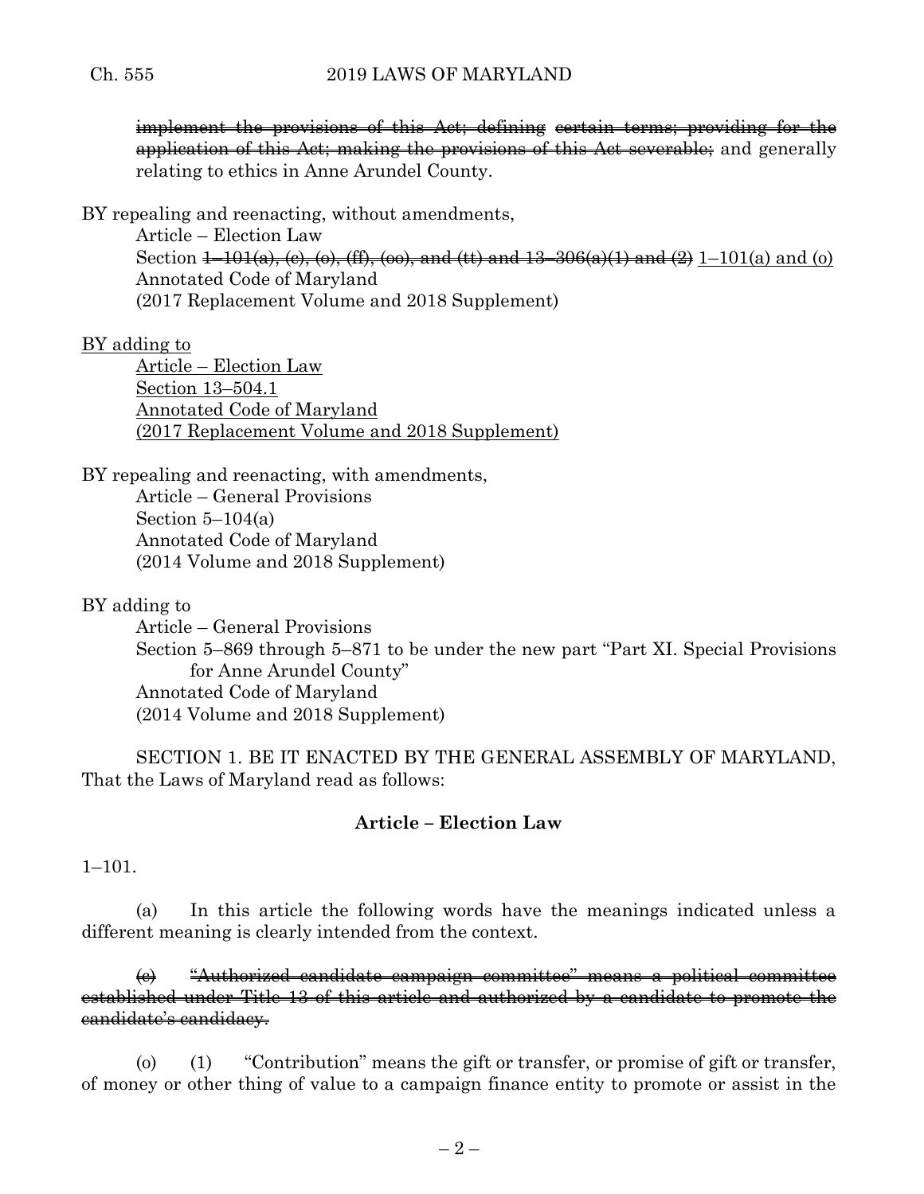~~implement the provisions of this Act; defining~~ ~~certain terms; providing for the application of this Act; making the provisions of this Act severable;~~ and generally relating to ethics in Anne Arundel County.

BY repealing and reenacting, without amendments,

Article – Election Law

Section ~~1–101(a), (c), (o), (ff), (oo), and (tt) and 13–306(a)(1) and (2)~~ <u>1–101(a) and (o)</u>

Annotated Code of Maryland

(2017 Replacement Volume and 2018 Supplement)

<u>BY adding to</u>

<u>Article – Election Law</u>

<u>Section 13–504.1</u>

<u>Annotated Code of Maryland</u>

<u>(2017 Replacement Volume and 2018 Supplement)</u>

BY repealing and reenacting, with amendments,

Article – General Provisions

Section 5–104(a)

Annotated Code of Maryland

(2014 Volume and 2018 Supplement)

BY adding to

Article – General Provisions

Section 5–869 through 5–871 to be under the new part "Part XI. Special Provisions for Anne Arundel County"

Annotated Code of Maryland

(2014 Volume and 2018 Supplement)

SECTION 1. BE IT ENACTED BY THE GENERAL ASSEMBLY OF MARYLAND, That the Laws of Maryland read as follows:

**Article – Election Law**

1–101.

(a) In this article the following words have the meanings indicated unless a different meaning is clearly intended from the context.

~~(c) "Authorized candidate campaign committee" means a political committee established under Title 13 of this article and authorized by a candidate to promote the candidate's candidacy.~~

(o) (1) "Contribution" means the gift or transfer, or promise of gift or transfer, of money or other thing of value to a campaign finance entity to promote or assist in the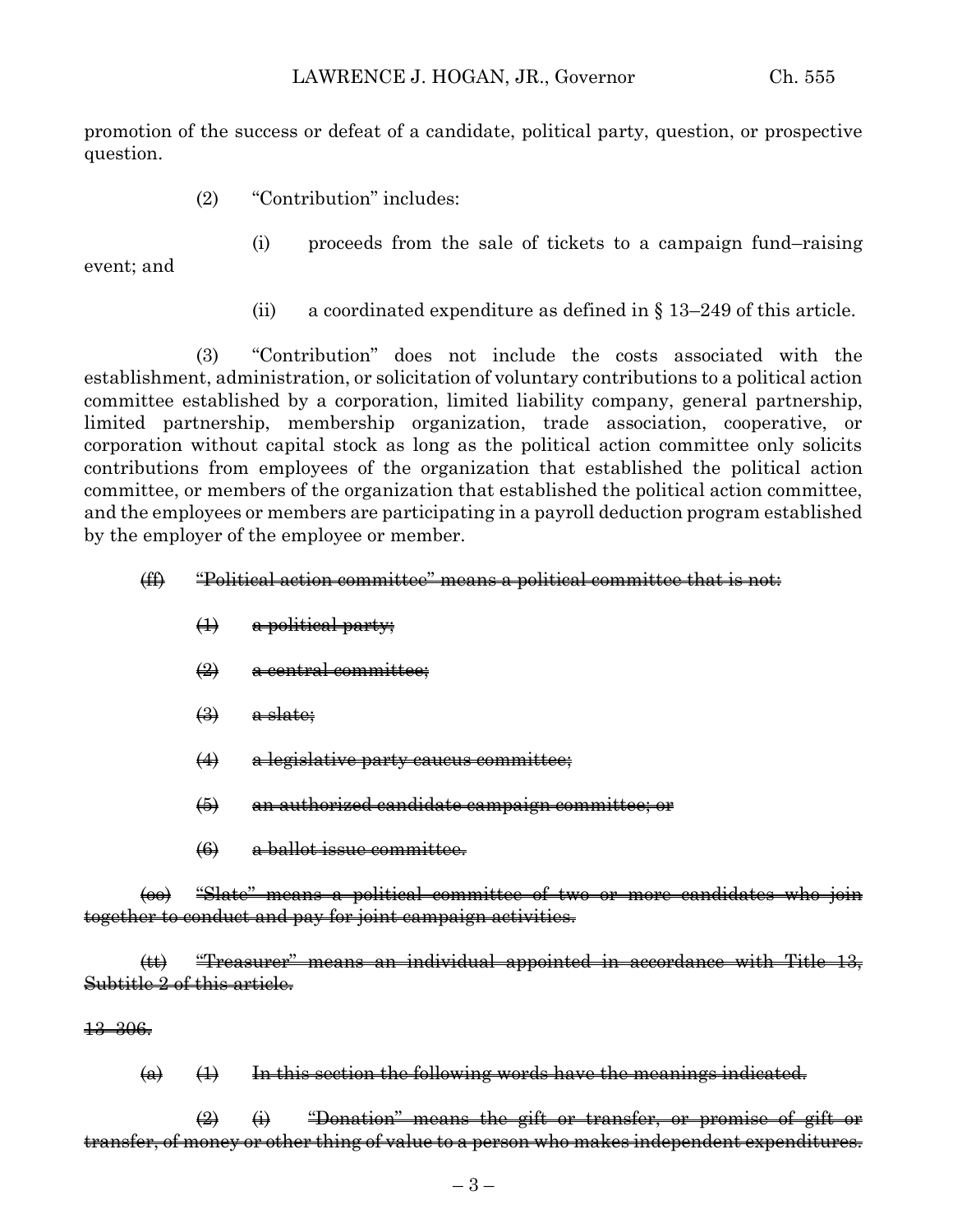promotion of the success or defeat of a candidate, political party, question, or prospective question.

(2) "Contribution" includes:

(i) proceeds from the sale of tickets to a campaign fund–raising event; and

(ii) a coordinated expenditure as defined in § 13–249 of this article.

(3) "Contribution" does not include the costs associated with the establishment, administration, or solicitation of voluntary contributions to a political action committee established by a corporation, limited liability company, general partnership, limited partnership, membership organization, trade association, cooperative, or corporation without capital stock as long as the political action committee only solicits contributions from employees of the organization that established the political action committee, or members of the organization that established the political action committee, and the employees or members are participating in a payroll deduction program established by the employer of the employee or member.

~~(ff) "Political action committee" means a political committee that is not:~~

~~(1) a political party;~~

~~(2) a central committee;~~

~~(3) a slate;~~

~~(4) a legislative party caucus committee;~~

~~(5) an authorized candidate campaign committee; or~~

~~(6) a ballot issue committee.~~

~~(oo) "Slate" means a political committee of two or more candidates who join together to conduct and pay for joint campaign activities.~~

~~(tt) "Treasurer" means an individual appointed in accordance with Title 13, Subtitle 2 of this article.~~

~~13–306.~~

~~(a) (1) In this section the following words have the meanings indicated.~~

~~(2) (i) "Donation" means the gift or transfer, or promise of gift or transfer, of money or other thing of value to a person who makes independent expenditures.~~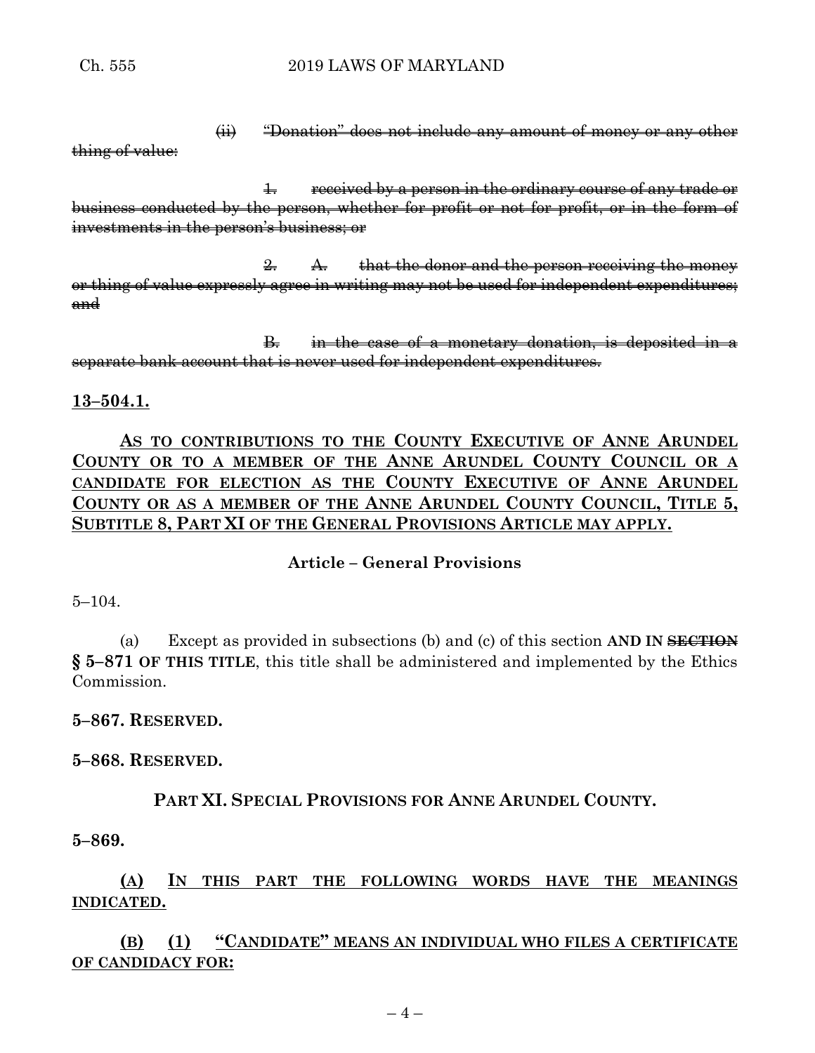~~(ii) "Donation" does not include any amount of money or any other thing of value:~~

~~1. received by a person in the ordinary course of any trade or business conducted by the person, whether for profit or not for profit, or in the form of investments in the person's business; or~~

~~2. A. that the donor and the person receiving the money or thing of value expressly agree in writing may not be used for independent expenditures; and~~

~~B. in the case of a monetary donation, is deposited in a separate bank account that is never used for independent expenditures.~~

<u>**13–504.1.**</u>

<u>**AS TO CONTRIBUTIONS TO THE COUNTY EXECUTIVE OF ANNE ARUNDEL COUNTY OR TO A MEMBER OF THE ANNE ARUNDEL COUNTY COUNCIL OR A CANDIDATE FOR ELECTION AS THE COUNTY EXECUTIVE OF ANNE ARUNDEL COUNTY OR AS A MEMBER OF THE ANNE ARUNDEL COUNTY COUNCIL, TITLE 5, SUBTITLE 8, PART XI OF THE GENERAL PROVISIONS ARTICLE MAY APPLY.**</u>

**Article – General Provisions**

5–104.

(a) Except as provided in subsections (b) and (c) of this section **AND IN ~~SECTION~~ § 5–871 OF THIS TITLE**, this title shall be administered and implemented by the Ethics Commission.

**5–867. RESERVED.**

**5–868. RESERVED.**

**PART XI. SPECIAL PROVISIONS FOR ANNE ARUNDEL COUNTY.**

**5–869.**

<u>**(A) IN THIS PART THE FOLLOWING WORDS HAVE THE MEANINGS INDICATED.**</u>

<u>**(B) (1) "CANDIDATE" MEANS AN INDIVIDUAL WHO FILES A CERTIFICATE OF CANDIDACY FOR:**</u>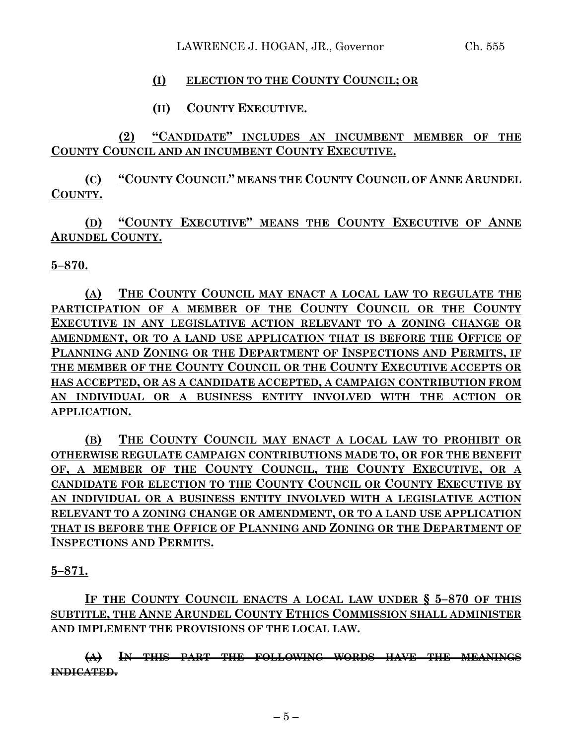(I) ELECTION TO THE COUNTY COUNCIL; OR

(II) COUNTY EXECUTIVE.

(2) "CANDIDATE" INCLUDES AN INCUMBENT MEMBER OF THE COUNTY COUNCIL AND AN INCUMBENT COUNTY EXECUTIVE.

(C) "COUNTY COUNCIL" MEANS THE COUNTY COUNCIL OF ANNE ARUNDEL COUNTY.

(D) "COUNTY EXECUTIVE" MEANS THE COUNTY EXECUTIVE OF ANNE ARUNDEL COUNTY.

**5–870.**

(A) THE COUNTY COUNCIL MAY ENACT A LOCAL LAW TO REGULATE THE PARTICIPATION OF A MEMBER OF THE COUNTY COUNCIL OR THE COUNTY EXECUTIVE IN ANY LEGISLATIVE ACTION RELEVANT TO A ZONING CHANGE OR AMENDMENT, OR TO A LAND USE APPLICATION THAT IS BEFORE THE OFFICE OF PLANNING AND ZONING OR THE DEPARTMENT OF INSPECTIONS AND PERMITS, IF THE MEMBER OF THE COUNTY COUNCIL OR THE COUNTY EXECUTIVE ACCEPTS OR HAS ACCEPTED, OR AS A CANDIDATE ACCEPTED, A CAMPAIGN CONTRIBUTION FROM AN INDIVIDUAL OR A BUSINESS ENTITY INVOLVED WITH THE ACTION OR APPLICATION.

(B) THE COUNTY COUNCIL MAY ENACT A LOCAL LAW TO PROHIBIT OR OTHERWISE REGULATE CAMPAIGN CONTRIBUTIONS MADE TO, OR FOR THE BENEFIT OF, A MEMBER OF THE COUNTY COUNCIL, THE COUNTY EXECUTIVE, OR A CANDIDATE FOR ELECTION TO THE COUNTY COUNCIL OR COUNTY EXECUTIVE BY AN INDIVIDUAL OR A BUSINESS ENTITY INVOLVED WITH A LEGISLATIVE ACTION RELEVANT TO A ZONING CHANGE OR AMENDMENT, OR TO A LAND USE APPLICATION THAT IS BEFORE THE OFFICE OF PLANNING AND ZONING OR THE DEPARTMENT OF INSPECTIONS AND PERMITS.

**5–871.**

IF THE COUNTY COUNCIL ENACTS A LOCAL LAW UNDER § 5–870 OF THIS SUBTITLE, THE ANNE ARUNDEL COUNTY ETHICS COMMISSION SHALL ADMINISTER AND IMPLEMENT THE PROVISIONS OF THE LOCAL LAW.

~~(A) IN THIS PART THE FOLLOWING WORDS HAVE THE MEANINGS INDICATED.~~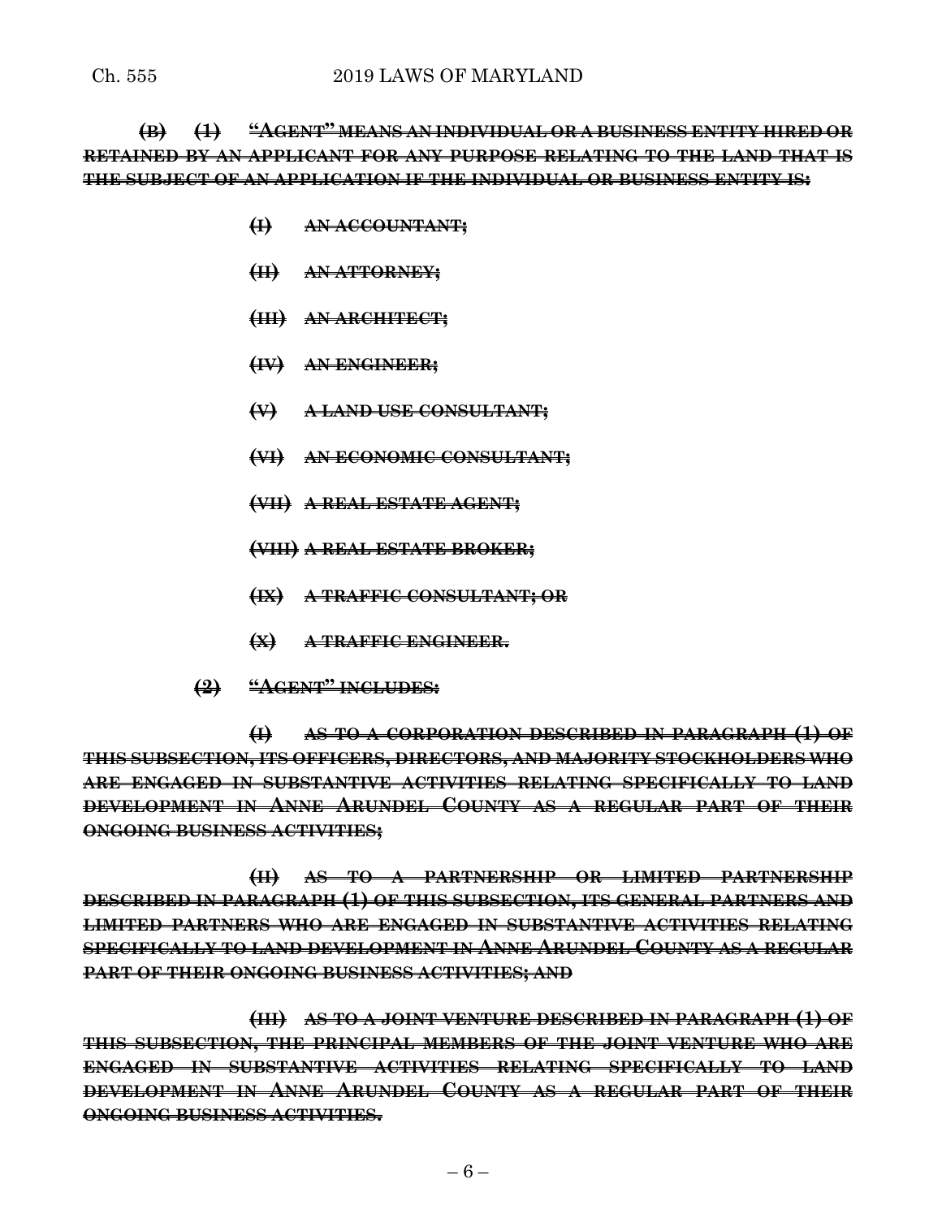~~**(B) (1) "AGENT" MEANS AN INDIVIDUAL OR A BUSINESS ENTITY HIRED OR RETAINED BY AN APPLICANT FOR ANY PURPOSE RELATING TO THE LAND THAT IS THE SUBJECT OF AN APPLICATION IF THE INDIVIDUAL OR BUSINESS ENTITY IS:**~~

~~**(I) AN ACCOUNTANT;**~~

~~**(II) AN ATTORNEY;**~~

~~**(III) AN ARCHITECT;**~~

~~**(IV) AN ENGINEER;**~~

~~**(V) A LAND USE CONSULTANT;**~~

~~**(VI) AN ECONOMIC CONSULTANT;**~~

~~**(VII) A REAL ESTATE AGENT;**~~

~~**(VIII) A REAL ESTATE BROKER;**~~

~~**(IX) A TRAFFIC CONSULTANT; OR**~~

~~**(X) A TRAFFIC ENGINEER.**~~

~~**(2) "AGENT" INCLUDES:**~~

~~**(I) AS TO A CORPORATION DESCRIBED IN PARAGRAPH (1) OF THIS SUBSECTION, ITS OFFICERS, DIRECTORS, AND MAJORITY STOCKHOLDERS WHO ARE ENGAGED IN SUBSTANTIVE ACTIVITIES RELATING SPECIFICALLY TO LAND DEVELOPMENT IN ANNE ARUNDEL COUNTY AS A REGULAR PART OF THEIR ONGOING BUSINESS ACTIVITIES;**~~

~~**(II) AS TO A PARTNERSHIP OR LIMITED PARTNERSHIP DESCRIBED IN PARAGRAPH (1) OF THIS SUBSECTION, ITS GENERAL PARTNERS AND LIMITED PARTNERS WHO ARE ENGAGED IN SUBSTANTIVE ACTIVITIES RELATING SPECIFICALLY TO LAND DEVELOPMENT IN ANNE ARUNDEL COUNTY AS A REGULAR PART OF THEIR ONGOING BUSINESS ACTIVITIES; AND**~~

~~**(III) AS TO A JOINT VENTURE DESCRIBED IN PARAGRAPH (1) OF THIS SUBSECTION, THE PRINCIPAL MEMBERS OF THE JOINT VENTURE WHO ARE ENGAGED IN SUBSTANTIVE ACTIVITIES RELATING SPECIFICALLY TO LAND DEVELOPMENT IN ANNE ARUNDEL COUNTY AS A REGULAR PART OF THEIR ONGOING BUSINESS ACTIVITIES.**~~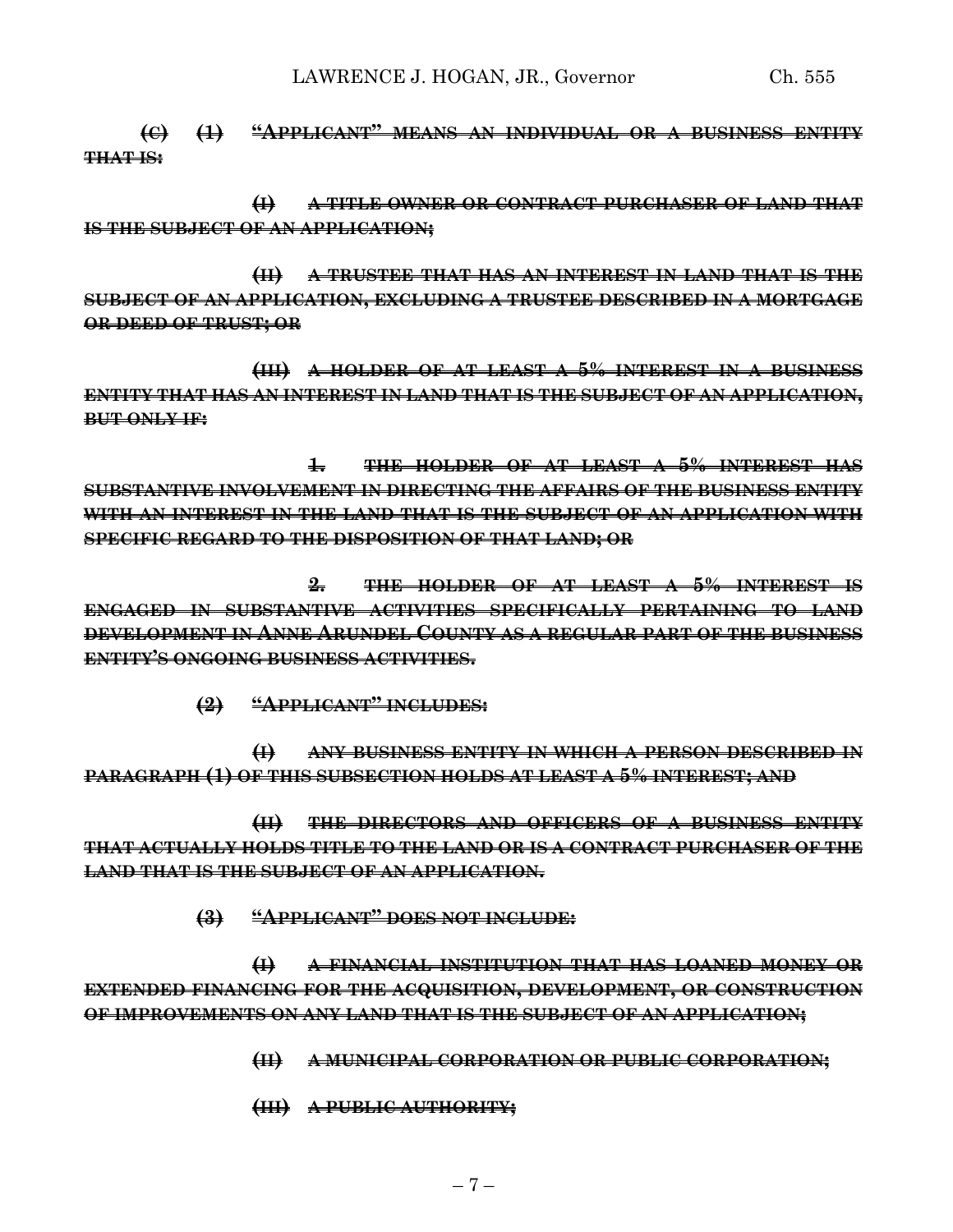~~**(C) (1) "APPLICANT" MEANS AN INDIVIDUAL OR A BUSINESS ENTITY THAT IS:**~~

~~**(I) A TITLE OWNER OR CONTRACT PURCHASER OF LAND THAT IS THE SUBJECT OF AN APPLICATION;**~~

~~**(II) A TRUSTEE THAT HAS AN INTEREST IN LAND THAT IS THE SUBJECT OF AN APPLICATION, EXCLUDING A TRUSTEE DESCRIBED IN A MORTGAGE OR DEED OF TRUST; OR**~~

~~**(III) A HOLDER OF AT LEAST A 5% INTEREST IN A BUSINESS ENTITY THAT HAS AN INTEREST IN LAND THAT IS THE SUBJECT OF AN APPLICATION, BUT ONLY IF:**~~

~~**1. THE HOLDER OF AT LEAST A 5% INTEREST HAS SUBSTANTIVE INVOLVEMENT IN DIRECTING THE AFFAIRS OF THE BUSINESS ENTITY WITH AN INTEREST IN THE LAND THAT IS THE SUBJECT OF AN APPLICATION WITH SPECIFIC REGARD TO THE DISPOSITION OF THAT LAND; OR**~~

~~**2. THE HOLDER OF AT LEAST A 5% INTEREST IS ENGAGED IN SUBSTANTIVE ACTIVITIES SPECIFICALLY PERTAINING TO LAND DEVELOPMENT IN ANNE ARUNDEL COUNTY AS A REGULAR PART OF THE BUSINESS ENTITY'S ONGOING BUSINESS ACTIVITIES.**~~

~~**(2) "APPLICANT" INCLUDES:**~~

~~**(I) ANY BUSINESS ENTITY IN WHICH A PERSON DESCRIBED IN PARAGRAPH (1) OF THIS SUBSECTION HOLDS AT LEAST A 5% INTEREST; AND**~~

~~**(II) THE DIRECTORS AND OFFICERS OF A BUSINESS ENTITY THAT ACTUALLY HOLDS TITLE TO THE LAND OR IS A CONTRACT PURCHASER OF THE LAND THAT IS THE SUBJECT OF AN APPLICATION.**~~

~~**(3) "APPLICANT" DOES NOT INCLUDE:**~~

~~**(I) A FINANCIAL INSTITUTION THAT HAS LOANED MONEY OR EXTENDED FINANCING FOR THE ACQUISITION, DEVELOPMENT, OR CONSTRUCTION OF IMPROVEMENTS ON ANY LAND THAT IS THE SUBJECT OF AN APPLICATION;**~~

~~**(II) A MUNICIPAL CORPORATION OR PUBLIC CORPORATION;**~~

~~**(III) A PUBLIC AUTHORITY;**~~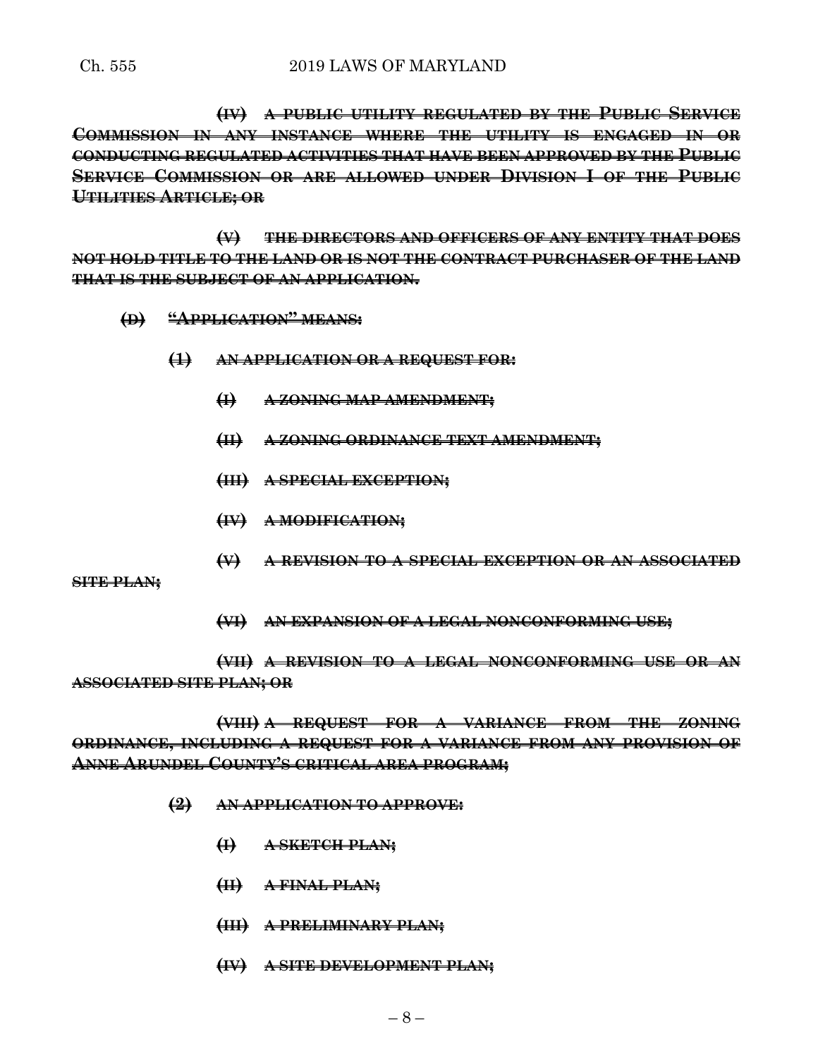~~**(IV) A PUBLIC UTILITY REGULATED BY THE PUBLIC SERVICE COMMISSION IN ANY INSTANCE WHERE THE UTILITY IS ENGAGED IN OR CONDUCTING REGULATED ACTIVITIES THAT HAVE BEEN APPROVED BY THE PUBLIC SERVICE COMMISSION OR ARE ALLOWED UNDER DIVISION I OF THE PUBLIC UTILITIES ARTICLE; OR**~~

~~**(V) THE DIRECTORS AND OFFICERS OF ANY ENTITY THAT DOES NOT HOLD TITLE TO THE LAND OR IS NOT THE CONTRACT PURCHASER OF THE LAND THAT IS THE SUBJECT OF AN APPLICATION.**~~

~~**(D) "APPLICATION" MEANS:**~~

~~**(1) AN APPLICATION OR A REQUEST FOR:**~~

~~**(I) A ZONING MAP AMENDMENT;**~~

~~**(II) A ZONING ORDINANCE TEXT AMENDMENT;**~~

~~**(III) A SPECIAL EXCEPTION;**~~

~~**(IV) A MODIFICATION;**~~

~~**(V) A REVISION TO A SPECIAL EXCEPTION OR AN ASSOCIATED SITE PLAN;**~~

~~**(VI) AN EXPANSION OF A LEGAL NONCONFORMING USE;**~~

~~**(VII) A REVISION TO A LEGAL NONCONFORMING USE OR AN ASSOCIATED SITE PLAN; OR**~~

~~**(VIII) A REQUEST FOR A VARIANCE FROM THE ZONING ORDINANCE, INCLUDING A REQUEST FOR A VARIANCE FROM ANY PROVISION OF ANNE ARUNDEL COUNTY'S CRITICAL AREA PROGRAM;**~~

~~**(2) AN APPLICATION TO APPROVE:**~~

~~**(I) A SKETCH PLAN;**~~

~~**(II) A FINAL PLAN;**~~

~~**(III) A PRELIMINARY PLAN;**~~

~~**(IV) A SITE DEVELOPMENT PLAN;**~~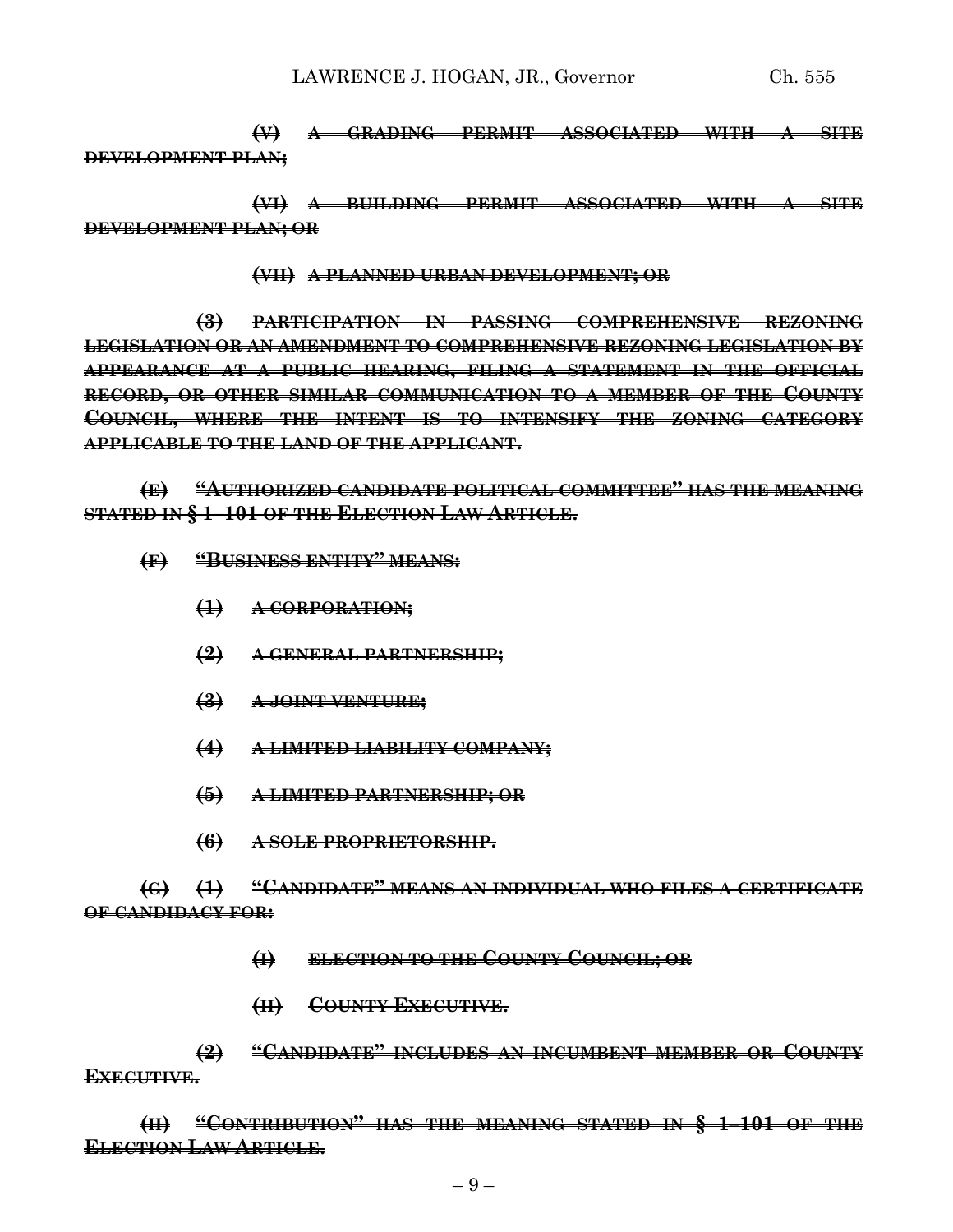~~**(V) A GRADING PERMIT ASSOCIATED WITH A SITE DEVELOPMENT PLAN;**~~

~~**(VI) A BUILDING PERMIT ASSOCIATED WITH A SITE DEVELOPMENT PLAN; OR**~~

~~**(VII) A PLANNED URBAN DEVELOPMENT; OR**~~

~~**(3) PARTICIPATION IN PASSING COMPREHENSIVE REZONING LEGISLATION OR AN AMENDMENT TO COMPREHENSIVE REZONING LEGISLATION BY APPEARANCE AT A PUBLIC HEARING, FILING A STATEMENT IN THE OFFICIAL RECORD, OR OTHER SIMILAR COMMUNICATION TO A MEMBER OF THE COUNTY COUNCIL, WHERE THE INTENT IS TO INTENSIFY THE ZONING CATEGORY APPLICABLE TO THE LAND OF THE APPLICANT.**~~

~~**(E) "AUTHORIZED CANDIDATE POLITICAL COMMITTEE" HAS THE MEANING STATED IN § 1–101 OF THE ELECTION LAW ARTICLE.**~~

~~**(F) "BUSINESS ENTITY" MEANS:**~~

~~**(1) A CORPORATION;**~~

~~**(2) A GENERAL PARTNERSHIP;**~~

~~**(3) A JOINT VENTURE;**~~

~~**(4) A LIMITED LIABILITY COMPANY;**~~

~~**(5) A LIMITED PARTNERSHIP; OR**~~

~~**(6) A SOLE PROPRIETORSHIP.**~~

~~**(G) (1) "CANDIDATE" MEANS AN INDIVIDUAL WHO FILES A CERTIFICATE OF CANDIDACY FOR:**~~

~~**(I) ELECTION TO THE COUNTY COUNCIL; OR**~~

~~**(II) COUNTY EXECUTIVE.**~~

~~**(2) "CANDIDATE" INCLUDES AN INCUMBENT MEMBER OR COUNTY EXECUTIVE.**~~

~~**(H) "CONTRIBUTION" HAS THE MEANING STATED IN § 1–101 OF THE ELECTION LAW ARTICLE.**~~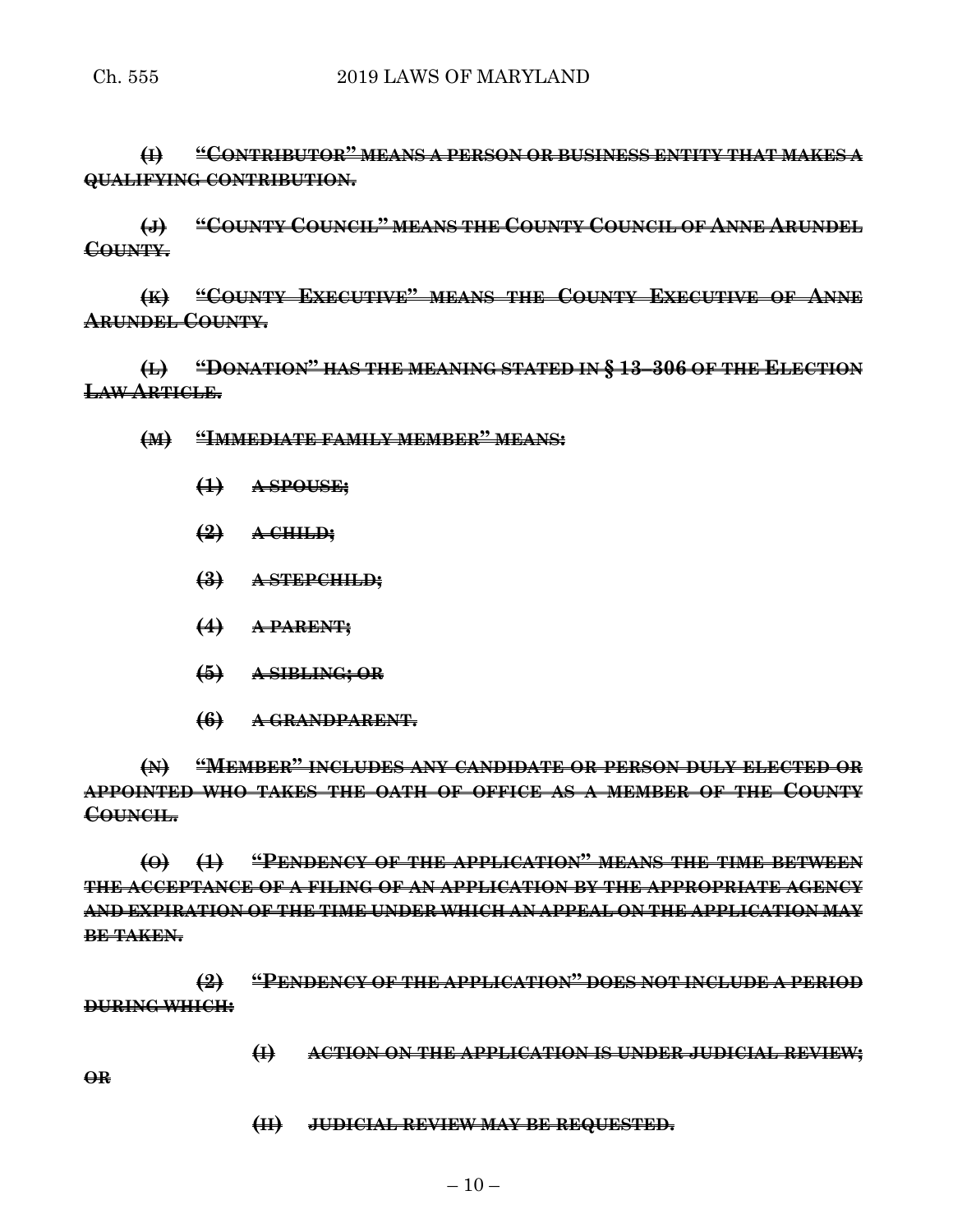~~**(I) "CONTRIBUTOR" MEANS A PERSON OR BUSINESS ENTITY THAT MAKES A QUALIFYING CONTRIBUTION.**~~

~~**(J) "COUNTY COUNCIL" MEANS THE COUNTY COUNCIL OF ANNE ARUNDEL COUNTY.**~~

~~**(K) "COUNTY EXECUTIVE" MEANS THE COUNTY EXECUTIVE OF ANNE ARUNDEL COUNTY.**~~

~~**(L) "DONATION" HAS THE MEANING STATED IN § 13–306 OF THE ELECTION LAW ARTICLE.**~~

~~**(M) "IMMEDIATE FAMILY MEMBER" MEANS:**~~

~~**(1) A SPOUSE;**~~

~~**(2) A CHILD;**~~

~~**(3) A STEPCHILD;**~~

~~**(4) A PARENT;**~~

~~**(5) A SIBLING; OR**~~

~~**(6) A GRANDPARENT.**~~

~~**(N) "MEMBER" INCLUDES ANY CANDIDATE OR PERSON DULY ELECTED OR APPOINTED WHO TAKES THE OATH OF OFFICE AS A MEMBER OF THE COUNTY COUNCIL.**~~

~~**(O) (1) "PENDENCY OF THE APPLICATION" MEANS THE TIME BETWEEN THE ACCEPTANCE OF A FILING OF AN APPLICATION BY THE APPROPRIATE AGENCY AND EXPIRATION OF THE TIME UNDER WHICH AN APPEAL ON THE APPLICATION MAY BE TAKEN.**~~

~~**(2) "PENDENCY OF THE APPLICATION" DOES NOT INCLUDE A PERIOD DURING WHICH:**~~

~~**(I) ACTION ON THE APPLICATION IS UNDER JUDICIAL REVIEW; OR**~~

~~**(II) JUDICIAL REVIEW MAY BE REQUESTED.**~~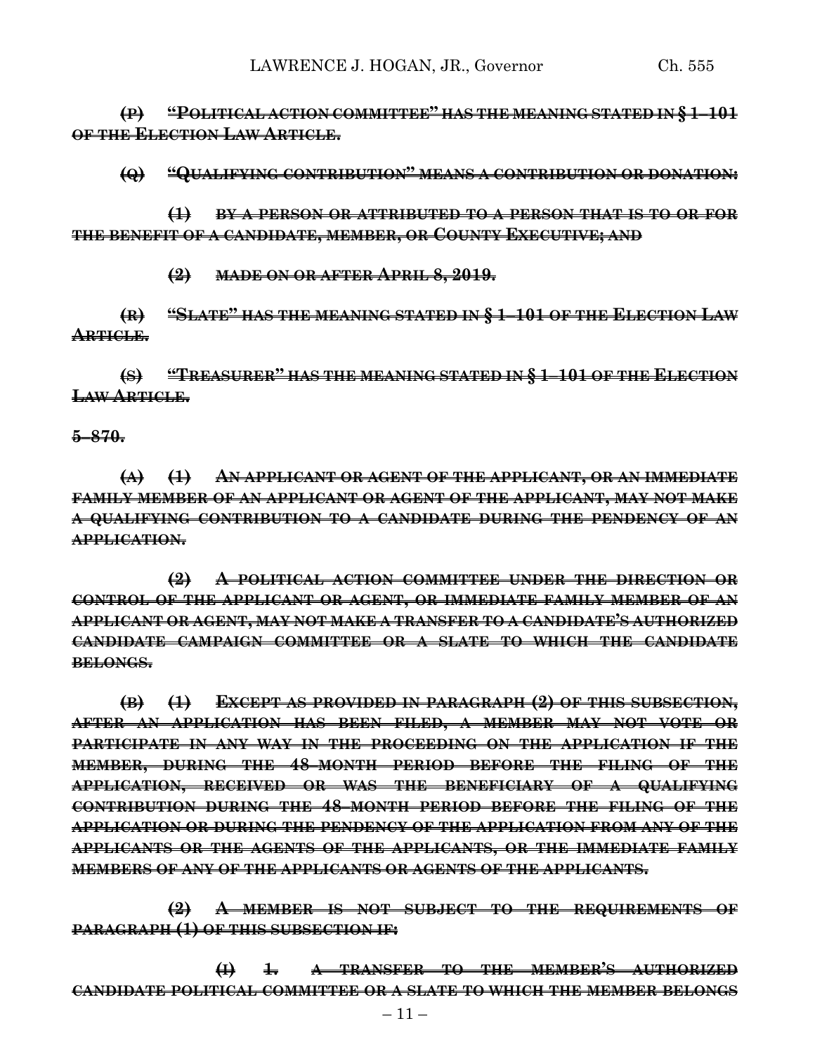~~**(P) "POLITICAL ACTION COMMITTEE" HAS THE MEANING STATED IN § 1–101 OF THE ELECTION LAW ARTICLE.**~~

~~**(Q) "QUALIFYING CONTRIBUTION" MEANS A CONTRIBUTION OR DONATION:**~~

~~**(1) BY A PERSON OR ATTRIBUTED TO A PERSON THAT IS TO OR FOR THE BENEFIT OF A CANDIDATE, MEMBER, OR COUNTY EXECUTIVE; AND**~~

~~**(2) MADE ON OR AFTER APRIL 8, 2019.**~~

~~**(R) "SLATE" HAS THE MEANING STATED IN § 1–101 OF THE ELECTION LAW ARTICLE.**~~

~~**(S) "TREASURER" HAS THE MEANING STATED IN § 1–101 OF THE ELECTION LAW ARTICLE.**~~

~~**5–870.**~~

~~**(A) (1) AN APPLICANT OR AGENT OF THE APPLICANT, OR AN IMMEDIATE FAMILY MEMBER OF AN APPLICANT OR AGENT OF THE APPLICANT, MAY NOT MAKE A QUALIFYING CONTRIBUTION TO A CANDIDATE DURING THE PENDENCY OF AN APPLICATION.**~~

~~**(2) A POLITICAL ACTION COMMITTEE UNDER THE DIRECTION OR CONTROL OF THE APPLICANT OR AGENT, OR IMMEDIATE FAMILY MEMBER OF AN APPLICANT OR AGENT, MAY NOT MAKE A TRANSFER TO A CANDIDATE'S AUTHORIZED CANDIDATE CAMPAIGN COMMITTEE OR A SLATE TO WHICH THE CANDIDATE BELONGS.**~~

~~**(B) (1) EXCEPT AS PROVIDED IN PARAGRAPH (2) OF THIS SUBSECTION, AFTER AN APPLICATION HAS BEEN FILED, A MEMBER MAY NOT VOTE OR PARTICIPATE IN ANY WAY IN THE PROCEEDING ON THE APPLICATION IF THE MEMBER, DURING THE 48–MONTH PERIOD BEFORE THE FILING OF THE APPLICATION, RECEIVED OR WAS THE BENEFICIARY OF A QUALIFYING CONTRIBUTION DURING THE 48–MONTH PERIOD BEFORE THE FILING OF THE APPLICATION OR DURING THE PENDENCY OF THE APPLICATION FROM ANY OF THE APPLICANTS OR THE AGENTS OF THE APPLICANTS, OR THE IMMEDIATE FAMILY MEMBERS OF ANY OF THE APPLICANTS OR AGENTS OF THE APPLICANTS.**~~

~~**(2) A MEMBER IS NOT SUBJECT TO THE REQUIREMENTS OF PARAGRAPH (1) OF THIS SUBSECTION IF:**~~

~~**(I) 1. A TRANSFER TO THE MEMBER'S AUTHORIZED CANDIDATE POLITICAL COMMITTEE OR A SLATE TO WHICH THE MEMBER BELONGS**~~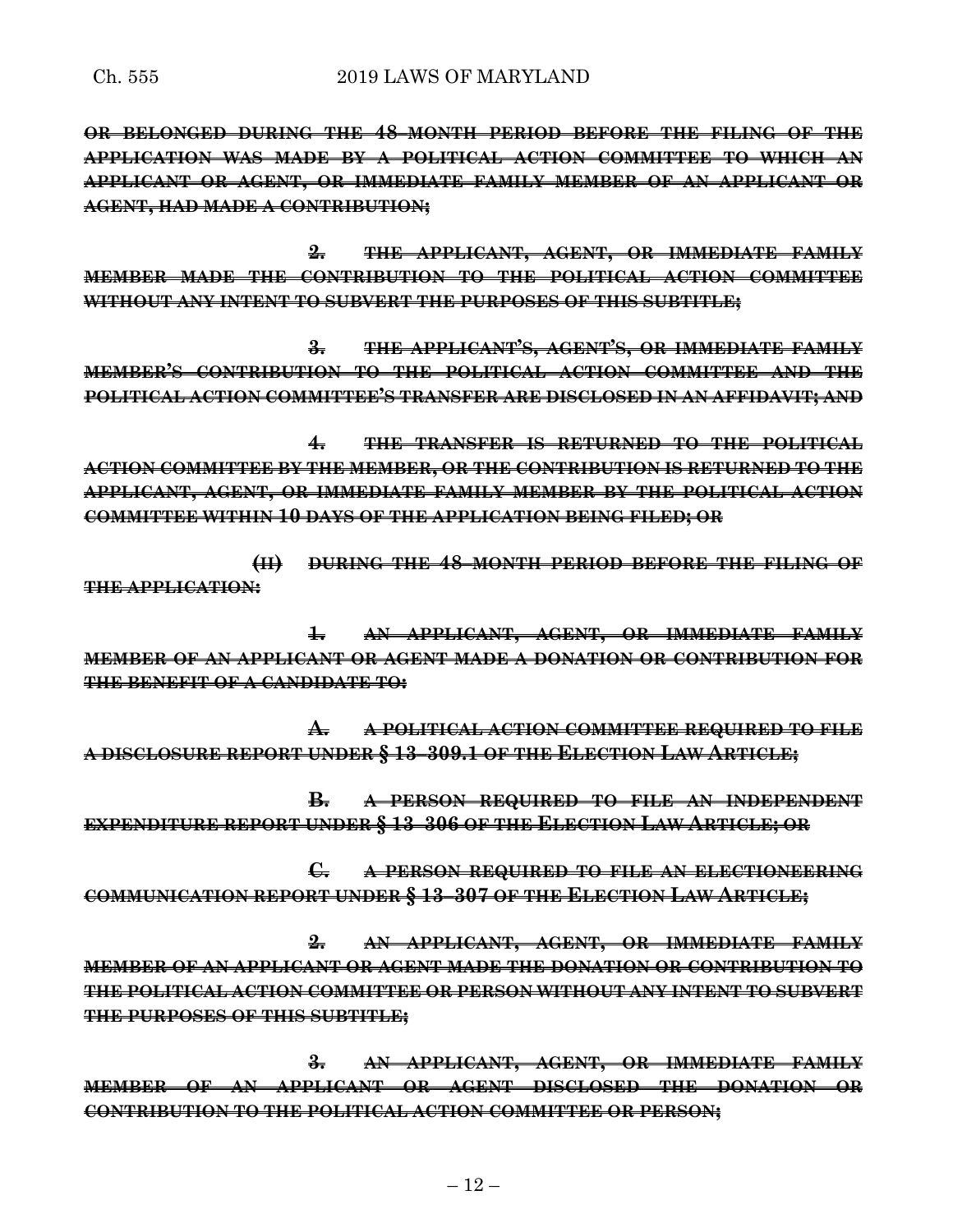~~**OR BELONGED DURING THE 48–MONTH PERIOD BEFORE THE FILING OF THE APPLICATION WAS MADE BY A POLITICAL ACTION COMMITTEE TO WHICH AN APPLICANT OR AGENT, OR IMMEDIATE FAMILY MEMBER OF AN APPLICANT OR AGENT, HAD MADE A CONTRIBUTION;**~~

~~**2. THE APPLICANT, AGENT, OR IMMEDIATE FAMILY MEMBER MADE THE CONTRIBUTION TO THE POLITICAL ACTION COMMITTEE WITHOUT ANY INTENT TO SUBVERT THE PURPOSES OF THIS SUBTITLE;**~~

~~**3. THE APPLICANT'S, AGENT'S, OR IMMEDIATE FAMILY MEMBER'S CONTRIBUTION TO THE POLITICAL ACTION COMMITTEE AND THE POLITICAL ACTION COMMITTEE'S TRANSFER ARE DISCLOSED IN AN AFFIDAVIT; AND**~~

~~**4. THE TRANSFER IS RETURNED TO THE POLITICAL ACTION COMMITTEE BY THE MEMBER, OR THE CONTRIBUTION IS RETURNED TO THE APPLICANT, AGENT, OR IMMEDIATE FAMILY MEMBER BY THE POLITICAL ACTION COMMITTEE WITHIN 10 DAYS OF THE APPLICATION BEING FILED; OR**~~

~~**(II) DURING THE 48–MONTH PERIOD BEFORE THE FILING OF THE APPLICATION:**~~

~~**1. AN APPLICANT, AGENT, OR IMMEDIATE FAMILY MEMBER OF AN APPLICANT OR AGENT MADE A DONATION OR CONTRIBUTION FOR THE BENEFIT OF A CANDIDATE TO:**~~

~~**A. A POLITICAL ACTION COMMITTEE REQUIRED TO FILE A DISCLOSURE REPORT UNDER § 13–309.1 OF THE ELECTION LAW ARTICLE;**~~

~~**B. A PERSON REQUIRED TO FILE AN INDEPENDENT EXPENDITURE REPORT UNDER § 13–306 OF THE ELECTION LAW ARTICLE; OR**~~

~~**C. A PERSON REQUIRED TO FILE AN ELECTIONEERING COMMUNICATION REPORT UNDER § 13–307 OF THE ELECTION LAW ARTICLE;**~~

~~**2. AN APPLICANT, AGENT, OR IMMEDIATE FAMILY MEMBER OF AN APPLICANT OR AGENT MADE THE DONATION OR CONTRIBUTION TO THE POLITICAL ACTION COMMITTEE OR PERSON WITHOUT ANY INTENT TO SUBVERT THE PURPOSES OF THIS SUBTITLE;**~~

~~**3. AN APPLICANT, AGENT, OR IMMEDIATE FAMILY MEMBER OF AN APPLICANT OR AGENT DISCLOSED THE DONATION OR CONTRIBUTION TO THE POLITICAL ACTION COMMITTEE OR PERSON;**~~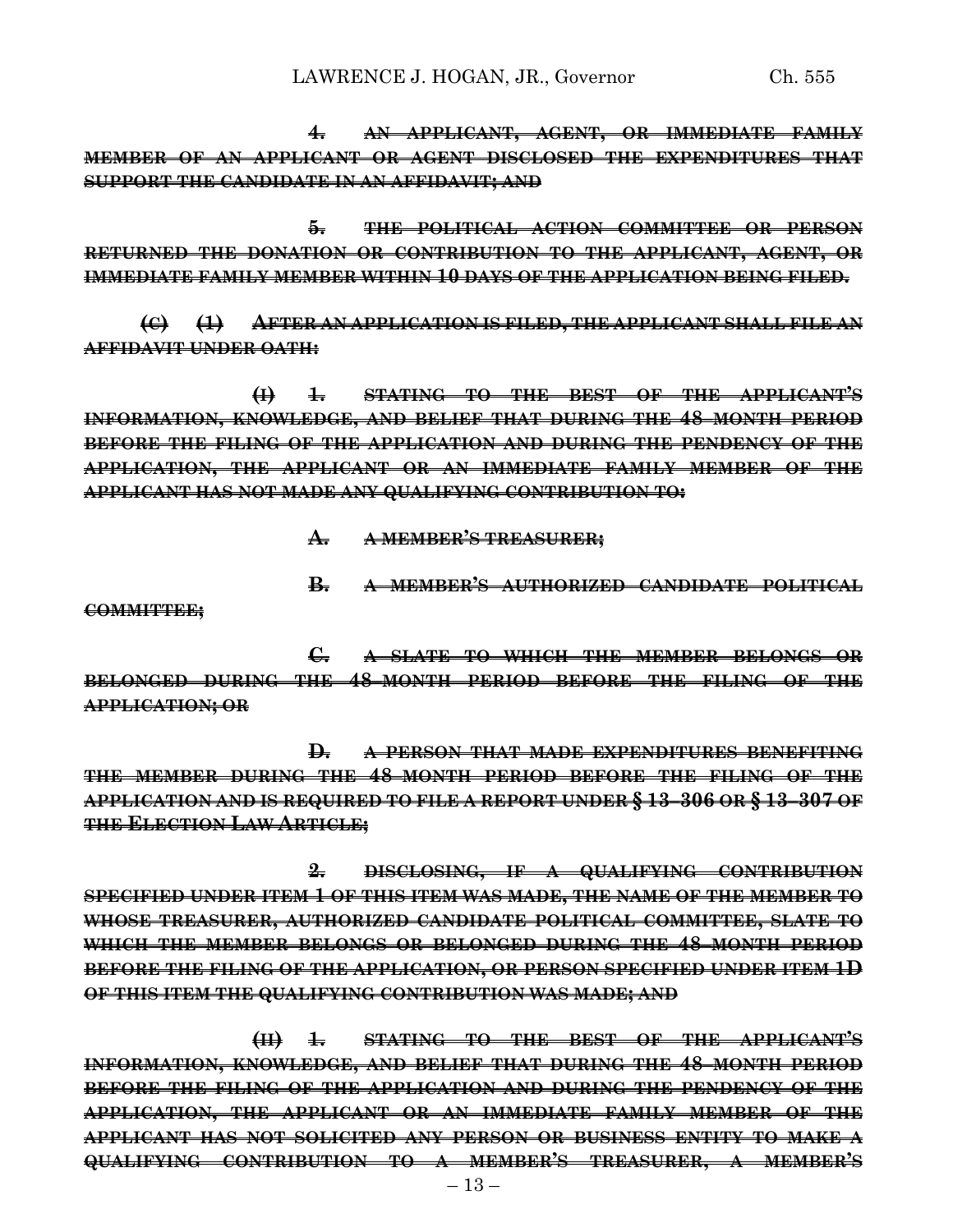~~**4. AN APPLICANT, AGENT, OR IMMEDIATE FAMILY MEMBER OF AN APPLICANT OR AGENT DISCLOSED THE EXPENDITURES THAT SUPPORT THE CANDIDATE IN AN AFFIDAVIT; AND**~~

~~**5. THE POLITICAL ACTION COMMITTEE OR PERSON RETURNED THE DONATION OR CONTRIBUTION TO THE APPLICANT, AGENT, OR IMMEDIATE FAMILY MEMBER WITHIN 10 DAYS OF THE APPLICATION BEING FILED.**~~

~~**(C) (1) AFTER AN APPLICATION IS FILED, THE APPLICANT SHALL FILE AN AFFIDAVIT UNDER OATH:**~~

~~**(I) 1. STATING TO THE BEST OF THE APPLICANT'S INFORMATION, KNOWLEDGE, AND BELIEF THAT DURING THE 48–MONTH PERIOD BEFORE THE FILING OF THE APPLICATION AND DURING THE PENDENCY OF THE APPLICATION, THE APPLICANT OR AN IMMEDIATE FAMILY MEMBER OF THE APPLICANT HAS NOT MADE ANY QUALIFYING CONTRIBUTION TO:**~~

~~**A. A MEMBER'S TREASURER;**~~

~~**B. A MEMBER'S AUTHORIZED CANDIDATE POLITICAL COMMITTEE;**~~

~~**C. A SLATE TO WHICH THE MEMBER BELONGS OR BELONGED DURING THE 48–MONTH PERIOD BEFORE THE FILING OF THE APPLICATION; OR**~~

~~**D. A PERSON THAT MADE EXPENDITURES BENEFITING THE MEMBER DURING THE 48–MONTH PERIOD BEFORE THE FILING OF THE APPLICATION AND IS REQUIRED TO FILE A REPORT UNDER § 13–306 OR § 13–307 OF THE ELECTION LAW ARTICLE;**~~

~~**2. DISCLOSING, IF A QUALIFYING CONTRIBUTION SPECIFIED UNDER ITEM 1 OF THIS ITEM WAS MADE, THE NAME OF THE MEMBER TO WHOSE TREASURER, AUTHORIZED CANDIDATE POLITICAL COMMITTEE, SLATE TO WHICH THE MEMBER BELONGS OR BELONGED DURING THE 48–MONTH PERIOD BEFORE THE FILING OF THE APPLICATION, OR PERSON SPECIFIED UNDER ITEM 1D OF THIS ITEM THE QUALIFYING CONTRIBUTION WAS MADE; AND**~~

~~**(II) 1. STATING TO THE BEST OF THE APPLICANT'S INFORMATION, KNOWLEDGE, AND BELIEF THAT DURING THE 48–MONTH PERIOD BEFORE THE FILING OF THE APPLICATION AND DURING THE PENDENCY OF THE APPLICATION, THE APPLICANT OR AN IMMEDIATE FAMILY MEMBER OF THE APPLICANT HAS NOT SOLICITED ANY PERSON OR BUSINESS ENTITY TO MAKE A QUALIFYING CONTRIBUTION TO A MEMBER'S TREASURER, A MEMBER'S**~~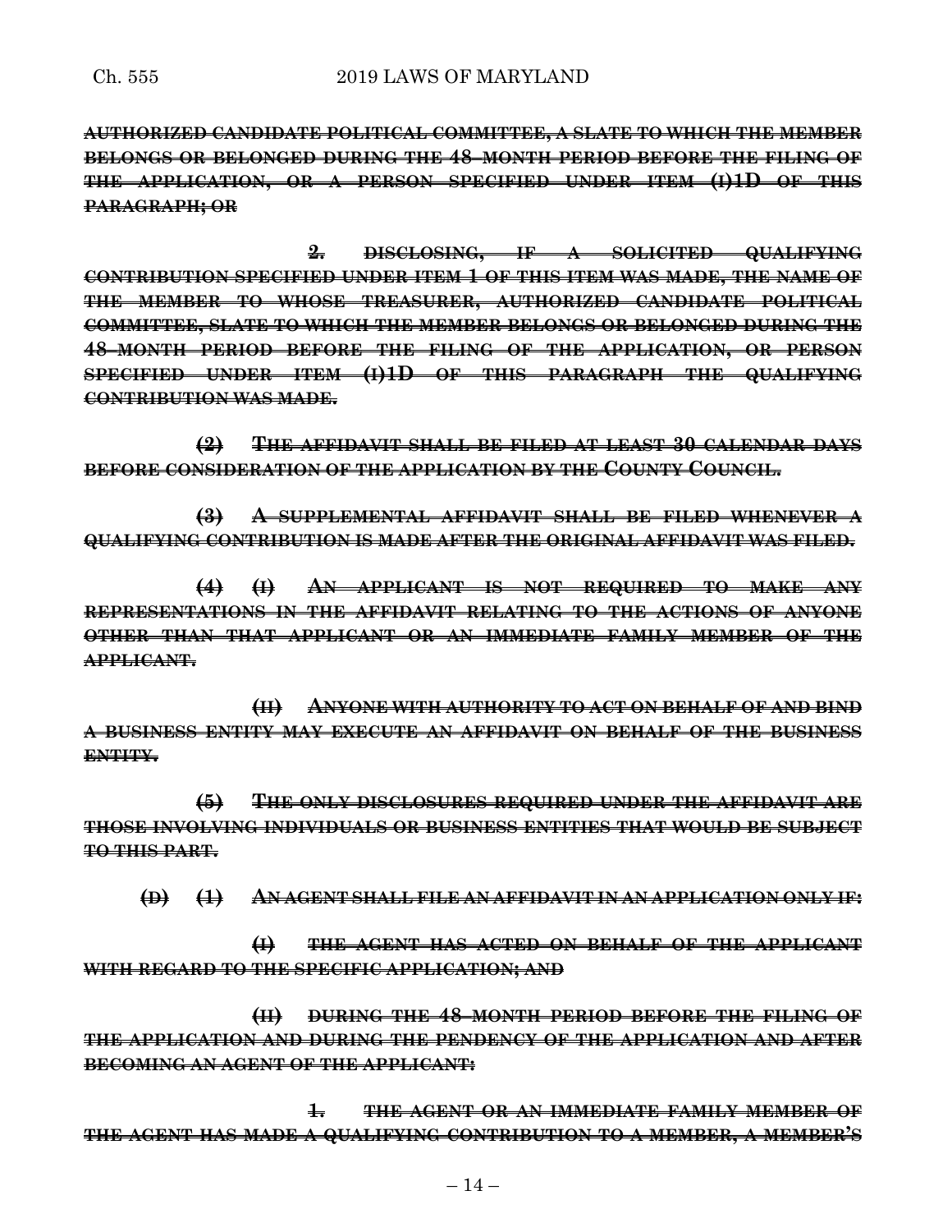~~**AUTHORIZED CANDIDATE POLITICAL COMMITTEE, A SLATE TO WHICH THE MEMBER BELONGS OR BELONGED DURING THE 48–MONTH PERIOD BEFORE THE FILING OF THE APPLICATION, OR A PERSON SPECIFIED UNDER ITEM (I)1D OF THIS PARAGRAPH; OR**~~

~~**2. DISCLOSING, IF A SOLICITED QUALIFYING CONTRIBUTION SPECIFIED UNDER ITEM 1 OF THIS ITEM WAS MADE, THE NAME OF THE MEMBER TO WHOSE TREASURER, AUTHORIZED CANDIDATE POLITICAL COMMITTEE, SLATE TO WHICH THE MEMBER BELONGS OR BELONGED DURING THE 48–MONTH PERIOD BEFORE THE FILING OF THE APPLICATION, OR PERSON SPECIFIED UNDER ITEM (I)1D OF THIS PARAGRAPH THE QUALIFYING CONTRIBUTION WAS MADE.**~~

~~**(2) THE AFFIDAVIT SHALL BE FILED AT LEAST 30 CALENDAR DAYS BEFORE CONSIDERATION OF THE APPLICATION BY THE COUNTY COUNCIL.**~~

~~**(3) A SUPPLEMENTAL AFFIDAVIT SHALL BE FILED WHENEVER A QUALIFYING CONTRIBUTION IS MADE AFTER THE ORIGINAL AFFIDAVIT WAS FILED.**~~

~~**(4) (I) AN APPLICANT IS NOT REQUIRED TO MAKE ANY REPRESENTATIONS IN THE AFFIDAVIT RELATING TO THE ACTIONS OF ANYONE OTHER THAN THAT APPLICANT OR AN IMMEDIATE FAMILY MEMBER OF THE APPLICANT.**~~

~~**(II) ANYONE WITH AUTHORITY TO ACT ON BEHALF OF AND BIND A BUSINESS ENTITY MAY EXECUTE AN AFFIDAVIT ON BEHALF OF THE BUSINESS ENTITY.**~~

~~**(5) THE ONLY DISCLOSURES REQUIRED UNDER THE AFFIDAVIT ARE THOSE INVOLVING INDIVIDUALS OR BUSINESS ENTITIES THAT WOULD BE SUBJECT TO THIS PART.**~~

~~**(D) (1) AN AGENT SHALL FILE AN AFFIDAVIT IN AN APPLICATION ONLY IF:**~~

~~**(I) THE AGENT HAS ACTED ON BEHALF OF THE APPLICANT WITH REGARD TO THE SPECIFIC APPLICATION; AND**~~

~~**(II) DURING THE 48–MONTH PERIOD BEFORE THE FILING OF THE APPLICATION AND DURING THE PENDENCY OF THE APPLICATION AND AFTER BECOMING AN AGENT OF THE APPLICANT:**~~

~~**1. THE AGENT OR AN IMMEDIATE FAMILY MEMBER OF THE AGENT HAS MADE A QUALIFYING CONTRIBUTION TO A MEMBER, A MEMBER'S**~~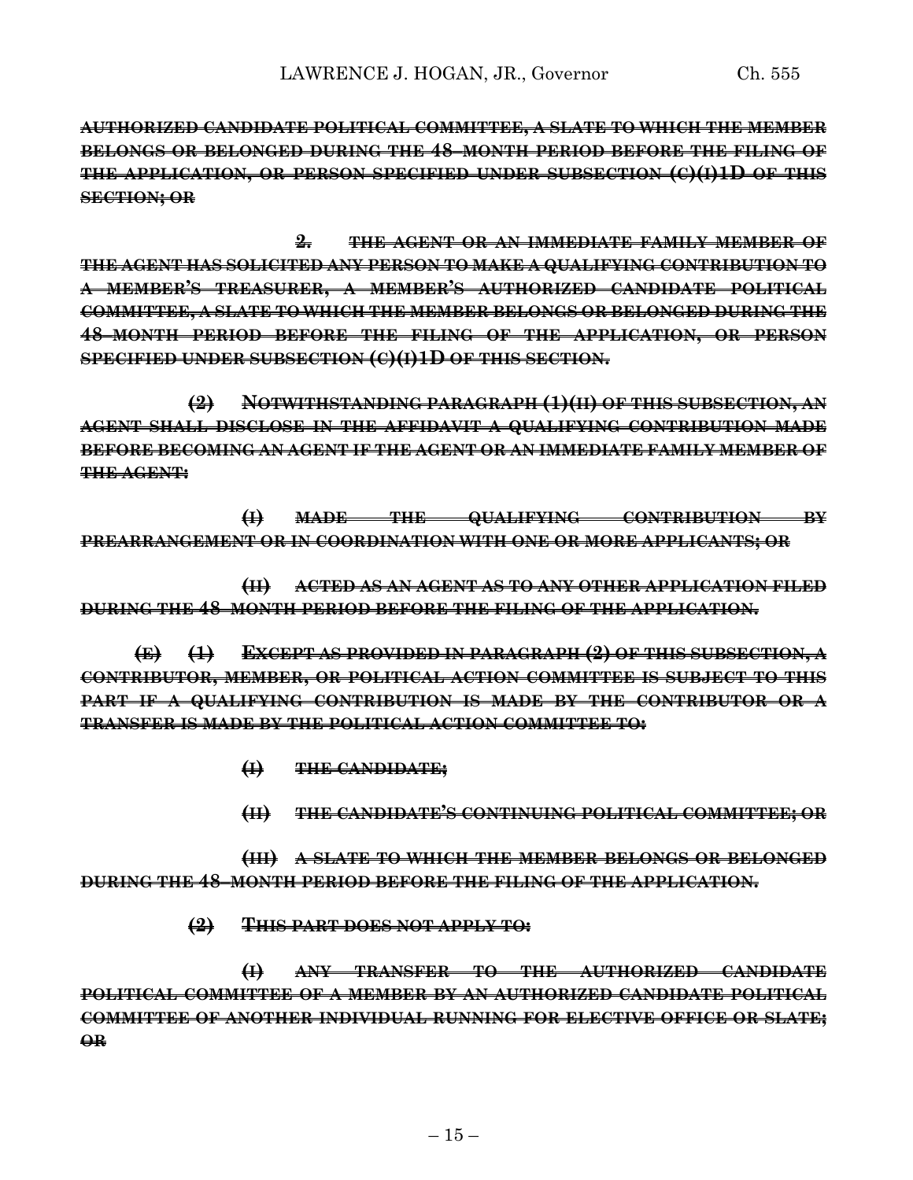~~**AUTHORIZED CANDIDATE POLITICAL COMMITTEE, A SLATE TO WHICH THE MEMBER BELONGS OR BELONGED DURING THE 48–MONTH PERIOD BEFORE THE FILING OF THE APPLICATION, OR PERSON SPECIFIED UNDER SUBSECTION (C)(I)1D OF THIS SECTION; OR**~~

~~**2. THE AGENT OR AN IMMEDIATE FAMILY MEMBER OF THE AGENT HAS SOLICITED ANY PERSON TO MAKE A QUALIFYING CONTRIBUTION TO A MEMBER'S TREASURER, A MEMBER'S AUTHORIZED CANDIDATE POLITICAL COMMITTEE, A SLATE TO WHICH THE MEMBER BELONGS OR BELONGED DURING THE 48–MONTH PERIOD BEFORE THE FILING OF THE APPLICATION, OR PERSON SPECIFIED UNDER SUBSECTION (C)(I)1D OF THIS SECTION.**~~

~~**(2) NOTWITHSTANDING PARAGRAPH (1)(II) OF THIS SUBSECTION, AN AGENT SHALL DISCLOSE IN THE AFFIDAVIT A QUALIFYING CONTRIBUTION MADE BEFORE BECOMING AN AGENT IF THE AGENT OR AN IMMEDIATE FAMILY MEMBER OF THE AGENT:**~~

~~**(I) MADE THE QUALIFYING CONTRIBUTION BY PREARRANGEMENT OR IN COORDINATION WITH ONE OR MORE APPLICANTS; OR**~~

~~**(II) ACTED AS AN AGENT AS TO ANY OTHER APPLICATION FILED DURING THE 48–MONTH PERIOD BEFORE THE FILING OF THE APPLICATION.**~~

~~**(E) (1) EXCEPT AS PROVIDED IN PARAGRAPH (2) OF THIS SUBSECTION, A CONTRIBUTOR, MEMBER, OR POLITICAL ACTION COMMITTEE IS SUBJECT TO THIS PART IF A QUALIFYING CONTRIBUTION IS MADE BY THE CONTRIBUTOR OR A TRANSFER IS MADE BY THE POLITICAL ACTION COMMITTEE TO:**~~

~~**(I) THE CANDIDATE;**~~

~~**(II) THE CANDIDATE'S CONTINUING POLITICAL COMMITTEE; OR**~~

~~**(III) A SLATE TO WHICH THE MEMBER BELONGS OR BELONGED DURING THE 48–MONTH PERIOD BEFORE THE FILING OF THE APPLICATION.**~~

~~**(2) THIS PART DOES NOT APPLY TO:**~~

~~**(I) ANY TRANSFER TO THE AUTHORIZED CANDIDATE POLITICAL COMMITTEE OF A MEMBER BY AN AUTHORIZED CANDIDATE POLITICAL COMMITTEE OF ANOTHER INDIVIDUAL RUNNING FOR ELECTIVE OFFICE OR SLATE; OR**~~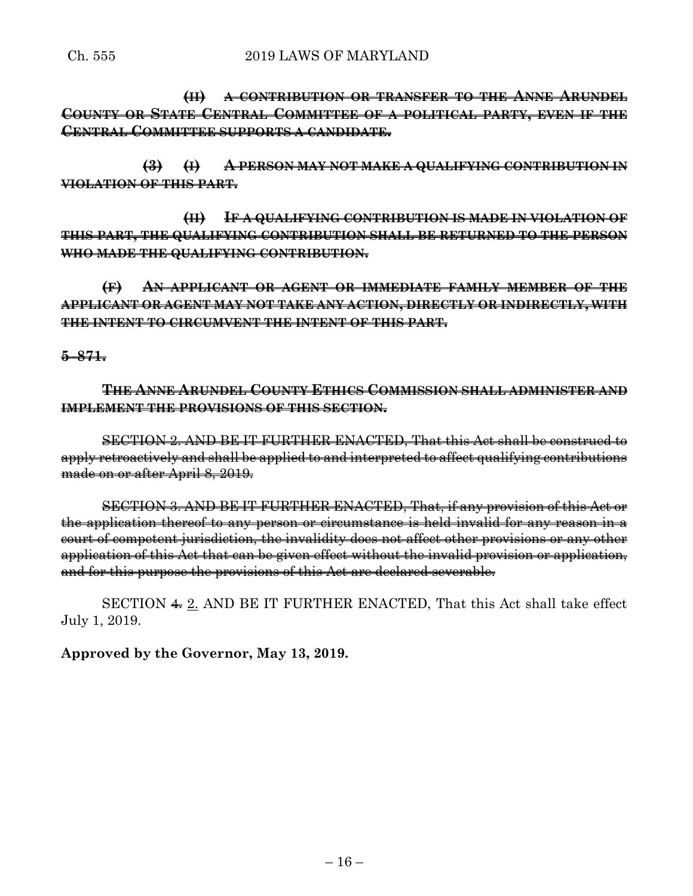~~**(II) A CONTRIBUTION OR TRANSFER TO THE ANNE ARUNDEL COUNTY OR STATE CENTRAL COMMITTEE OF A POLITICAL PARTY, EVEN IF THE CENTRAL COMMITTEE SUPPORTS A CANDIDATE.**~~

~~**(3) (I) A PERSON MAY NOT MAKE A QUALIFYING CONTRIBUTION IN VIOLATION OF THIS PART.**~~

~~**(II) IF A QUALIFYING CONTRIBUTION IS MADE IN VIOLATION OF THIS PART, THE QUALIFYING CONTRIBUTION SHALL BE RETURNED TO THE PERSON WHO MADE THE QUALIFYING CONTRIBUTION.**~~

~~**(F) AN APPLICANT OR AGENT OR IMMEDIATE FAMILY MEMBER OF THE APPLICANT OR AGENT MAY NOT TAKE ANY ACTION, DIRECTLY OR INDIRECTLY, WITH THE INTENT TO CIRCUMVENT THE INTENT OF THIS PART.**~~

~~**5–871.**~~

~~**THE ANNE ARUNDEL COUNTY ETHICS COMMISSION SHALL ADMINISTER AND IMPLEMENT THE PROVISIONS OF THIS SECTION.**~~

~~SECTION 2. AND BE IT FURTHER ENACTED, That this Act shall be construed to apply retroactively and shall be applied to and interpreted to affect qualifying contributions made on or after April 8, 2019.~~

~~SECTION 3. AND BE IT FURTHER ENACTED, That, if any provision of this Act or the application thereof to any person or circumstance is held invalid for any reason in a court of competent jurisdiction, the invalidity does not affect other provisions or any other application of this Act that can be given effect without the invalid provision or application, and for this purpose the provisions of this Act are declared severable.~~

SECTION ~~4.~~ 2. AND BE IT FURTHER ENACTED, That this Act shall take effect July 1, 2019.

**Approved by the Governor, May 13, 2019.**